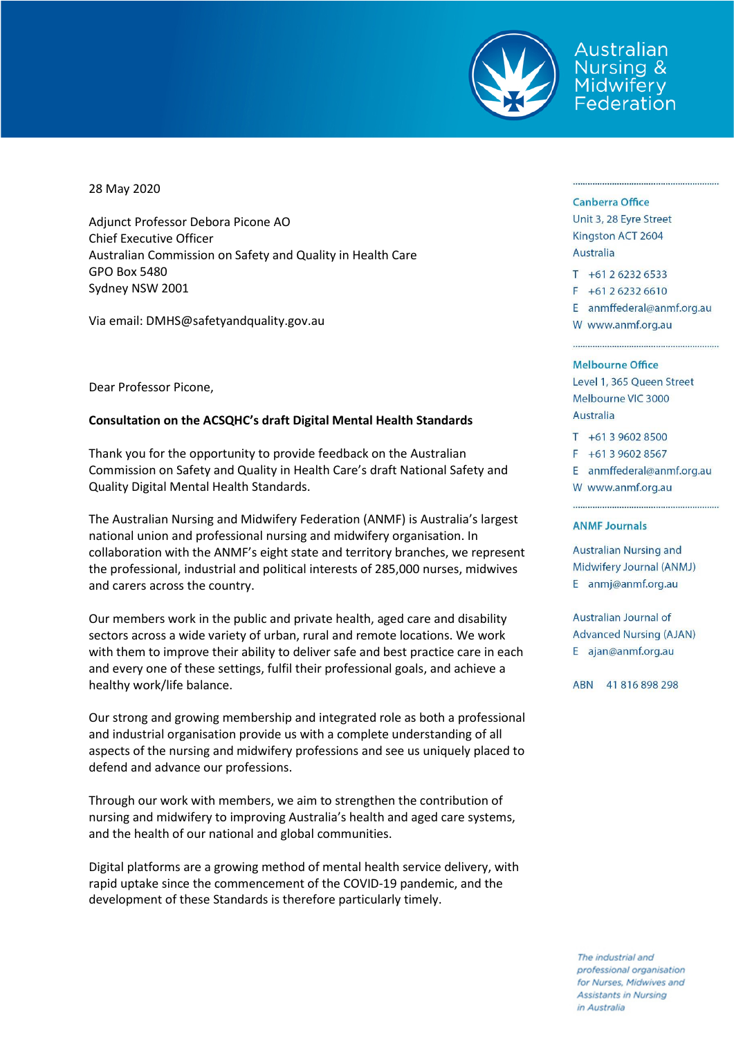Australian Nursing & Midwifery Federation

28 May 2020

Adjunct Professor Debora Picone AO
Chief Executive Officer
Australian Commission on Safety and Quality in Health Care
GPO Box 5480
Sydney NSW 2001

Via email: DMHS@safetyandquality.gov.au

Dear Professor Picone,

**Consultation on the ACSQHC's draft Digital Mental Health Standards**

Thank you for the opportunity to provide feedback on the Australian Commission on Safety and Quality in Health Care's draft National Safety and Quality Digital Mental Health Standards.

The Australian Nursing and Midwifery Federation (ANMF) is Australia's largest national union and professional nursing and midwifery organisation. In collaboration with the ANMF's eight state and territory branches, we represent the professional, industrial and political interests of 285,000 nurses, midwives and carers across the country.

Our members work in the public and private health, aged care and disability sectors across a wide variety of urban, rural and remote locations. We work with them to improve their ability to deliver safe and best practice care in each and every one of these settings, fulfil their professional goals, and achieve a healthy work/life balance.

Our strong and growing membership and integrated role as both a professional and industrial organisation provide us with a complete understanding of all aspects of the nursing and midwifery professions and see us uniquely placed to defend and advance our professions.

Through our work with members, we aim to strengthen the contribution of nursing and midwifery to improving Australia's health and aged care systems, and the health of our national and global communities.

Digital platforms are a growing method of mental health service delivery, with rapid uptake since the commencement of the COVID-19 pandemic, and the development of these Standards is therefore particularly timely.

**Canberra Office**
Unit 3, 28 Eyre Street
Kingston ACT 2604
Australia

T +61 2 6232 6533
F +61 2 6232 6610
E anmffederal@anmf.org.au
W www.anmf.org.au

**Melbourne Office**
Level 1, 365 Queen Street
Melbourne VIC 3000
Australia

T +61 3 9602 8500
F +61 3 9602 8567
E anmffederal@anmf.org.au
W www.anmf.org.au

**ANMF Journals**

Australian Nursing and Midwifery Journal (ANMJ)
E anmj@anmf.org.au

Australian Journal of Advanced Nursing (AJAN)
E ajan@anmf.org.au

ABN 41 816 898 298

*The industrial and professional organisation for Nurses, Midwives and Assistants in Nursing in Australia*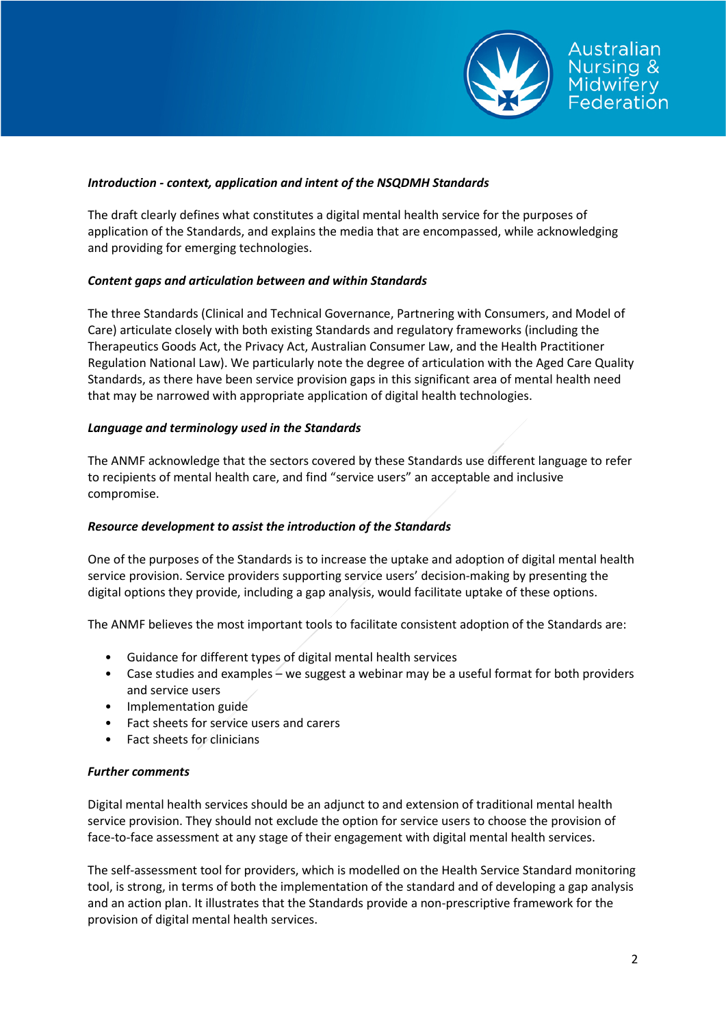***Introduction - context, application and intent of the NSQDMH Standards***

The draft clearly defines what constitutes a digital mental health service for the purposes of application of the Standards, and explains the media that are encompassed, while acknowledging and providing for emerging technologies.

***Content gaps and articulation between and within Standards***

The three Standards (Clinical and Technical Governance, Partnering with Consumers, and Model of Care) articulate closely with both existing Standards and regulatory frameworks (including the Therapeutics Goods Act, the Privacy Act, Australian Consumer Law, and the Health Practitioner Regulation National Law). We particularly note the degree of articulation with the Aged Care Quality Standards, as there have been service provision gaps in this significant area of mental health need that may be narrowed with appropriate application of digital health technologies.

***Language and terminology used in the Standards***

The ANMF acknowledge that the sectors covered by these Standards use different language to refer to recipients of mental health care, and find "service users" an acceptable and inclusive compromise.

***Resource development to assist the introduction of the Standards***

One of the purposes of the Standards is to increase the uptake and adoption of digital mental health service provision. Service providers supporting service users' decision-making by presenting the digital options they provide, including a gap analysis, would facilitate uptake of these options.

The ANMF believes the most important tools to facilitate consistent adoption of the Standards are:

- Guidance for different types of digital mental health services
- Case studies and examples – we suggest a webinar may be a useful format for both providers and service users
- Implementation guide
- Fact sheets for service users and carers
- Fact sheets for clinicians

***Further comments***

Digital mental health services should be an adjunct to and extension of traditional mental health service provision. They should not exclude the option for service users to choose the provision of face-to-face assessment at any stage of their engagement with digital mental health services.

The self-assessment tool for providers, which is modelled on the Health Service Standard monitoring tool, is strong, in terms of both the implementation of the standard and of developing a gap analysis and an action plan. It illustrates that the Standards provide a non-prescriptive framework for the provision of digital mental health services.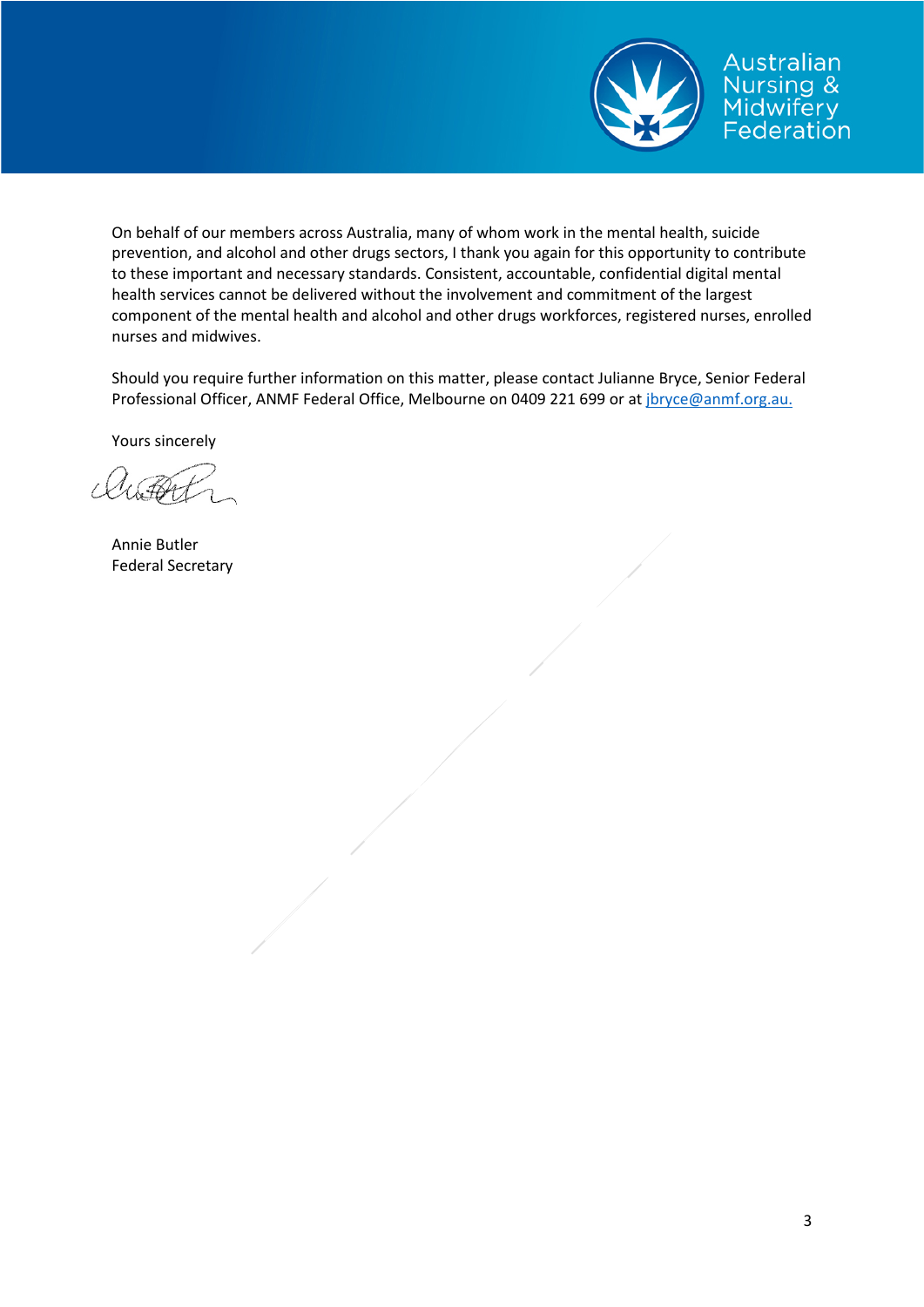On behalf of our members across Australia, many of whom work in the mental health, suicide prevention, and alcohol and other drugs sectors, I thank you again for this opportunity to contribute to these important and necessary standards. Consistent, accountable, confidential digital mental health services cannot be delivered without the involvement and commitment of the largest component of the mental health and alcohol and other drugs workforces, registered nurses, enrolled nurses and midwives.

Should you require further information on this matter, please contact Julianne Bryce, Senior Federal Professional Officer, ANMF Federal Office, Melbourne on 0409 221 699 or at jbryce@anmf.org.au.

Yours sincerely

Annie Butler
Federal Secretary